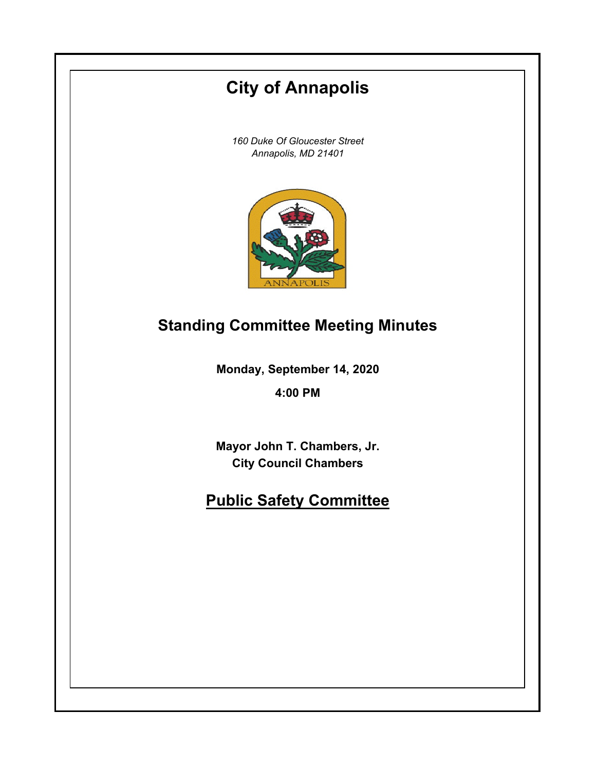# City of Annapolis

*160 Duke Of Gloucester Street*
*Annapolis, MD 21401*

## Standing Committee Meeting Minutes

**Monday, September 14, 2020**

**4:00 PM**

**Mayor John T. Chambers, Jr.**
**City Council Chambers**

## Public Safety Committee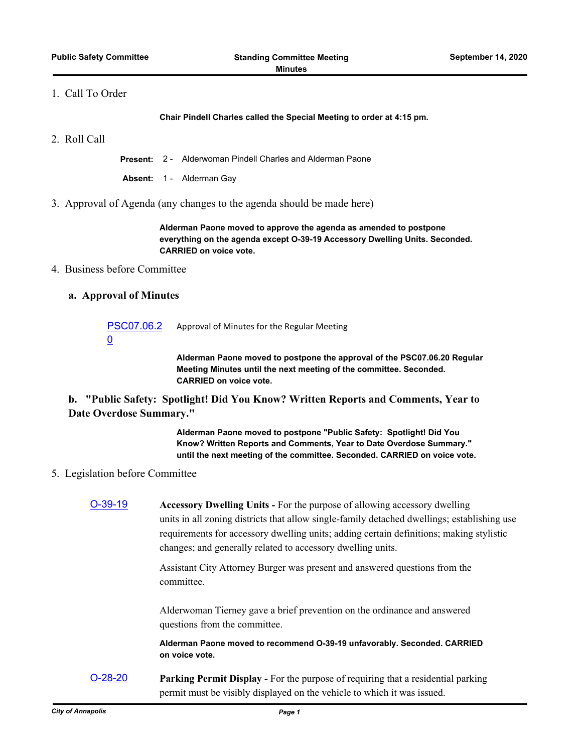1. Call To Order

**Chair Pindell Charles called the Special Meeting to order at 4:15 pm.**

2. Roll Call

**Present:** 2 - Alderwoman Pindell Charles and Alderman Paone

**Absent:** 1 - Alderman Gay

3. Approval of Agenda (any changes to the agenda should be made here)

**Alderman Paone moved to approve the agenda as amended to postpone everything on the agenda except O-39-19 Accessory Dwelling Units. Seconded. CARRIED on voice vote.**

4. Business before Committee

### a. Approval of Minutes

PSC07.06.20 Approval of Minutes for the Regular Meeting

**Alderman Paone moved to postpone the approval of the PSC07.06.20 Regular Meeting Minutes until the next meeting of the committee. Seconded. CARRIED on voice vote.**

### b. "Public Safety: Spotlight! Did You Know? Written Reports and Comments, Year to Date Overdose Summary."

**Alderman Paone moved to postpone "Public Safety: Spotlight! Did You Know? Written Reports and Comments, Year to Date Overdose Summary." until the next meeting of the committee. Seconded. CARRIED on voice vote.**

5. Legislation before Committee

O-39-19 **Accessory Dwelling Units -** For the purpose of allowing accessory dwelling units in all zoning districts that allow single-family detached dwellings; establishing use requirements for accessory dwelling units; adding certain definitions; making stylistic changes; and generally related to accessory dwelling units.

Assistant City Attorney Burger was present and answered questions from the committee.

Alderwoman Tierney gave a brief prevention on the ordinance and answered questions from the committee.

**Alderman Paone moved to recommend O-39-19 unfavorably. Seconded. CARRIED on voice vote.**

O-28-20 **Parking Permit Display -** For the purpose of requiring that a residential parking permit must be visibly displayed on the vehicle to which it was issued.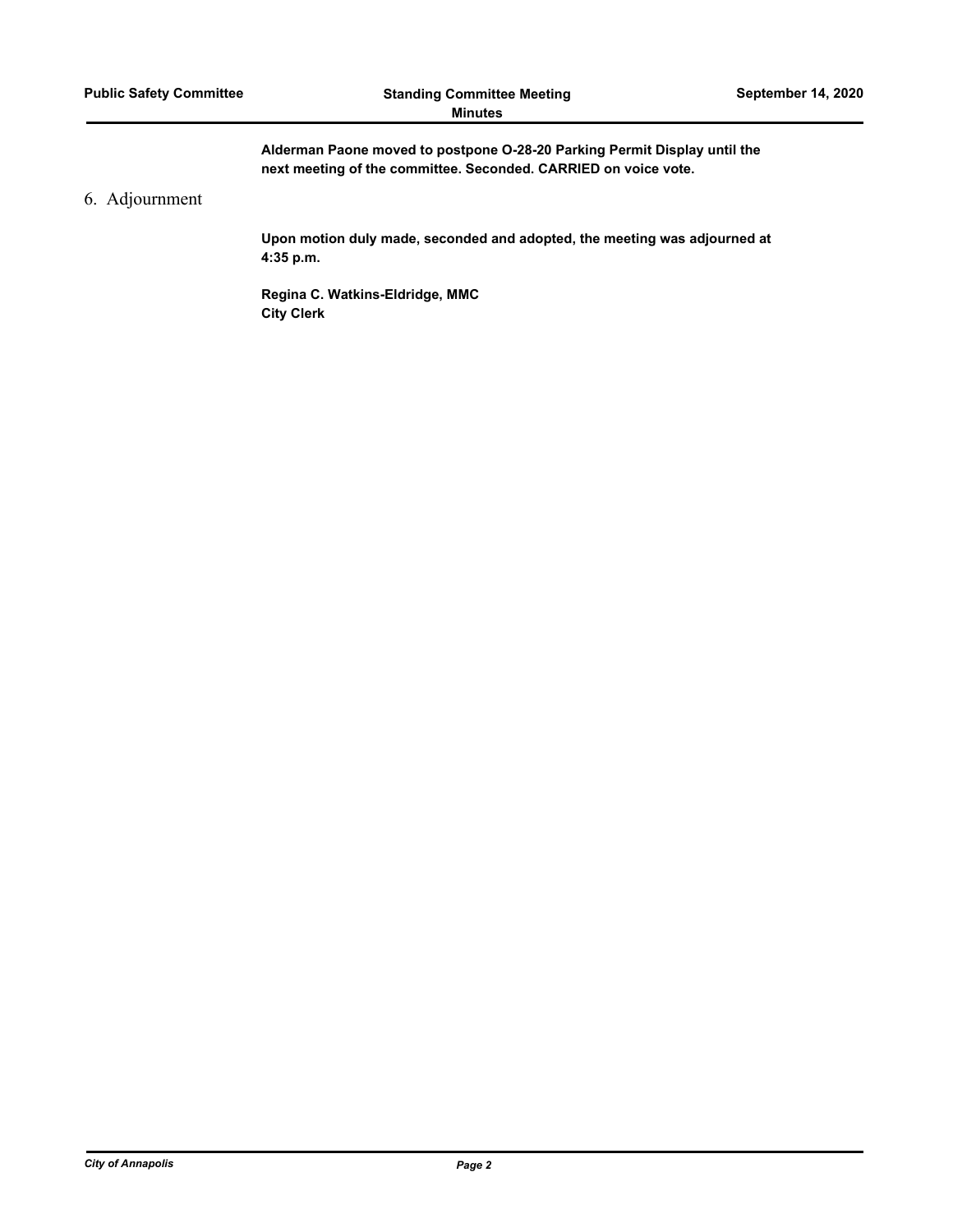**Alderman Paone moved to postpone O-28-20 Parking Permit Display until the next meeting of the committee. Seconded. CARRIED on voice vote.**

## 6. Adjournment

**Upon motion duly made, seconded and adopted, the meeting was adjourned at 4:35 p.m.**

**Regina C. Watkins-Eldridge, MMC**
**City Clerk**